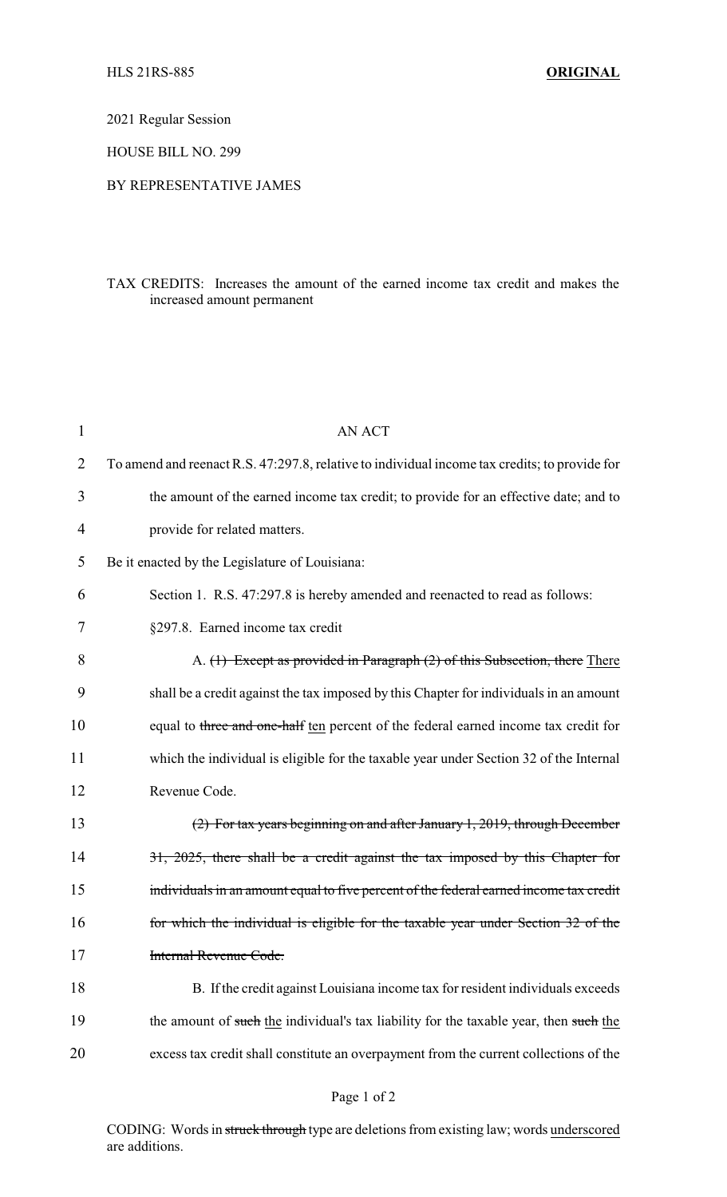HLS 21RS-885 **ORIGINAL**

2021 Regular Session

HOUSE BILL NO. 299

BY REPRESENTATIVE JAMES

TAX CREDITS: Increases the amount of the earned income tax credit and makes the increased amount permanent

AN ACT

To amend and reenact R.S. 47:297.8, relative to individual income tax credits; to provide for the amount of the earned income tax credit; to provide for an effective date; and to provide for related matters.

Be it enacted by the Legislature of Louisiana:

Section 1. R.S. 47:297.8 is hereby amended and reenacted to read as follows:

§297.8. Earned income tax credit

A. ~~(1) Except as provided in Paragraph (2) of this Subsection, there~~ <u>There</u> shall be a credit against the tax imposed by this Chapter for individuals in an amount equal to ~~three and one-half~~ <u>ten</u> percent of the federal earned income tax credit for which the individual is eligible for the taxable year under Section 32 of the Internal Revenue Code.

~~(2) For tax years beginning on and after January 1, 2019, through December 31, 2025, there shall be a credit against the tax imposed by this Chapter for individuals in an amount equal to five percent of the federal earned income tax credit for which the individual is eligible for the taxable year under Section 32 of the Internal Revenue Code.~~

B. If the credit against Louisiana income tax for resident individuals exceeds the amount of ~~such~~ <u>the</u> individual's tax liability for the taxable year, then ~~such~~ <u>the</u> excess tax credit shall constitute an overpayment from the current collections of the

CODING: Words in ~~struck through~~ type are deletions from existing law; words <u>underscored</u> are additions.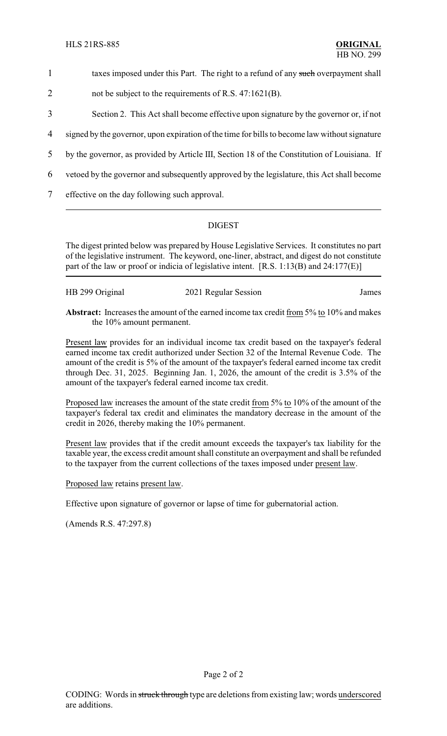taxes imposed under this Part. The right to a refund of any ~~such~~ overpayment shall not be subject to the requirements of R.S. 47:1621(B).

Section 2. This Act shall become effective upon signature by the governor or, if not signed by the governor, upon expiration of the time for bills to become law without signature by the governor, as provided by Article III, Section 18 of the Constitution of Louisiana. If vetoed by the governor and subsequently approved by the legislature, this Act shall become effective on the day following such approval.

---

## DIGEST

The digest printed below was prepared by House Legislative Services. It constitutes no part of the legislative instrument. The keyword, one-liner, abstract, and digest do not constitute part of the law or proof or indicia of legislative intent. [R.S. 1:13(B) and 24:177(E)]

| HB 299 Original | 2021 Regular Session | James |
|---|---|---|

**Abstract:** Increases the amount of the earned income tax credit from 5% to 10% and makes the 10% amount permanent.

Present law provides for an individual income tax credit based on the taxpayer's federal earned income tax credit authorized under Section 32 of the Internal Revenue Code. The amount of the credit is 5% of the amount of the taxpayer's federal earned income tax credit through Dec. 31, 2025. Beginning Jan. 1, 2026, the amount of the credit is 3.5% of the amount of the taxpayer's federal earned income tax credit.

Proposed law increases the amount of the state credit from 5% to 10% of the amount of the taxpayer's federal tax credit and eliminates the mandatory decrease in the amount of the credit in 2026, thereby making the 10% permanent.

Present law provides that if the credit amount exceeds the taxpayer's tax liability for the taxable year, the excess credit amount shall constitute an overpayment and shall be refunded to the taxpayer from the current collections of the taxes imposed under present law.

Proposed law retains present law.

Effective upon signature of governor or lapse of time for gubernatorial action.

(Amends R.S. 47:297.8)

CODING: Words in ~~struck through~~ type are deletions from existing law; words underscored are additions.